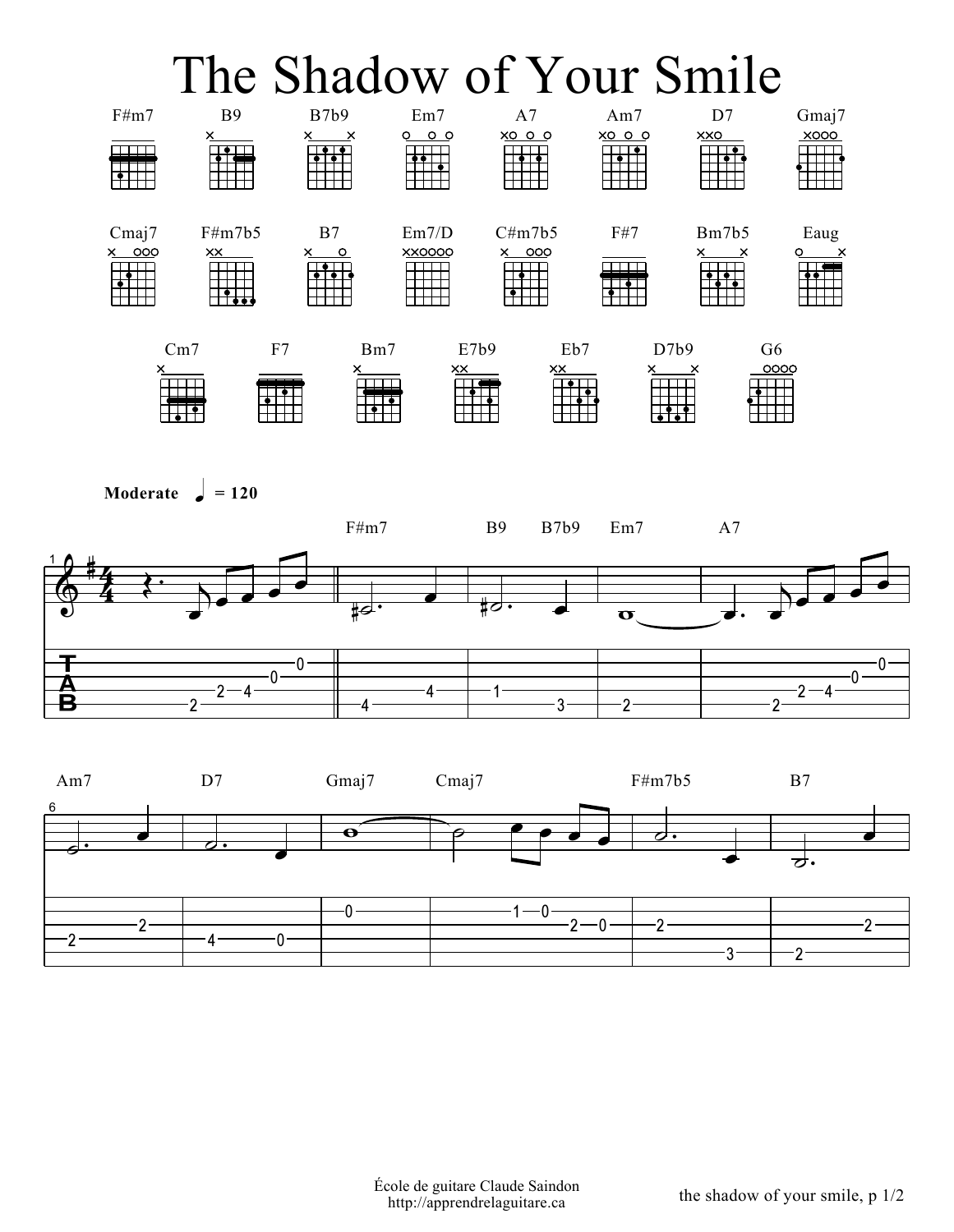# The Shadow of Your Smile

F#m7 B9 B7b9 Em7 A7 Am7 D7 Gmaj7

Cmaj7 F#m7b5 B7 Em7/D C#m7b5 F#7 Bm7b5 Eaug

Cm7 F7 Bm7 E7b9 Eb7 D7b9 G6

**Moderate** ♩ = 120

F#m7 B9 B7b9 Em7 A7

Am7 D7 Gmaj7 Cmaj7 F#m7b5 B7

École de guitare Claude Saindon
http://apprendrelaguitare.ca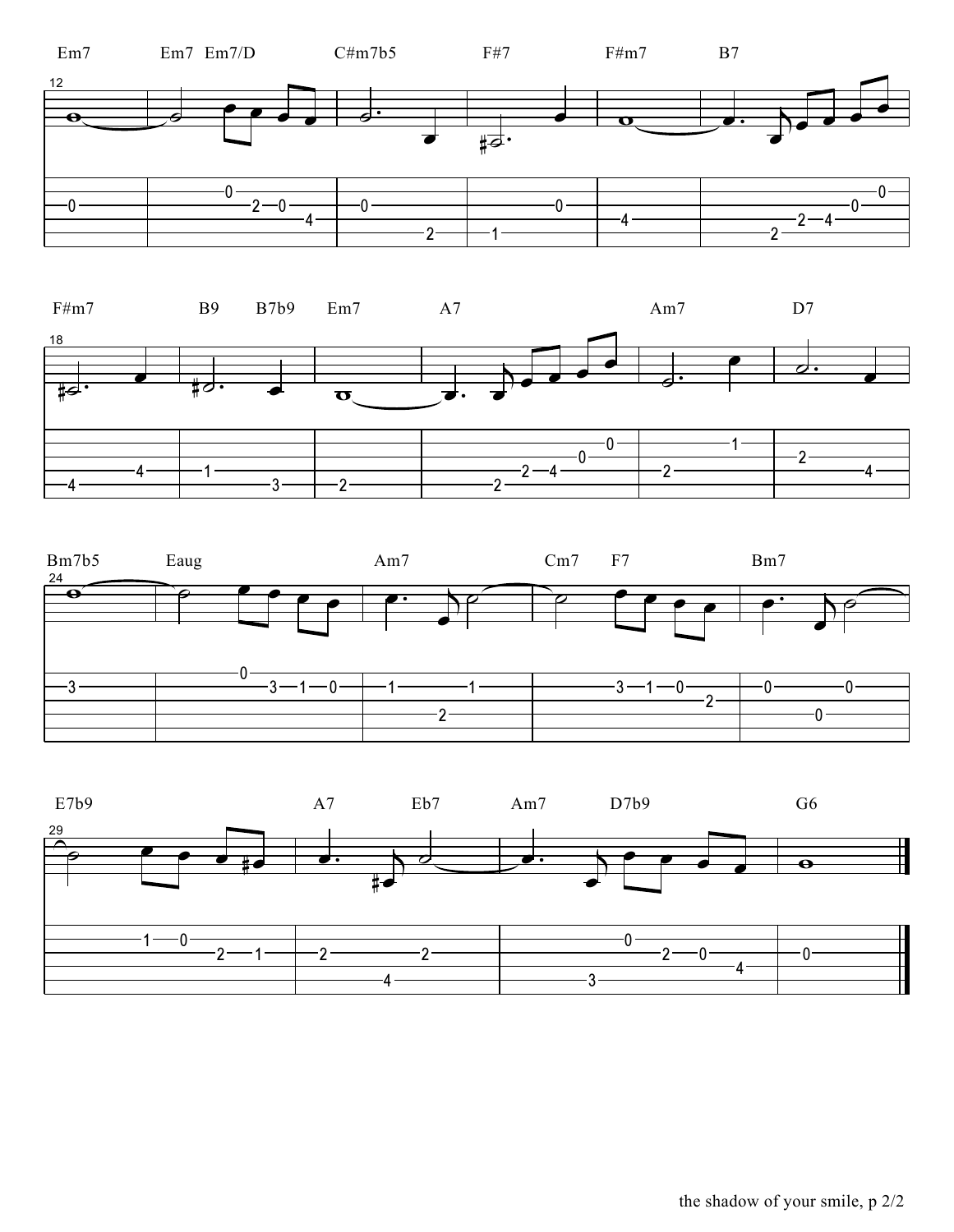Em7 Em7 Em7/D C#m7b5 F#7 F#m7 B7

12

F#m7 B9 B7b9 Em7 A7 Am7 D7

18

Bm7b5 Eaug Am7 Cm7 F7 Bm7

24

E7b9 A7 Eb7 Am7 D7b9 G6

29